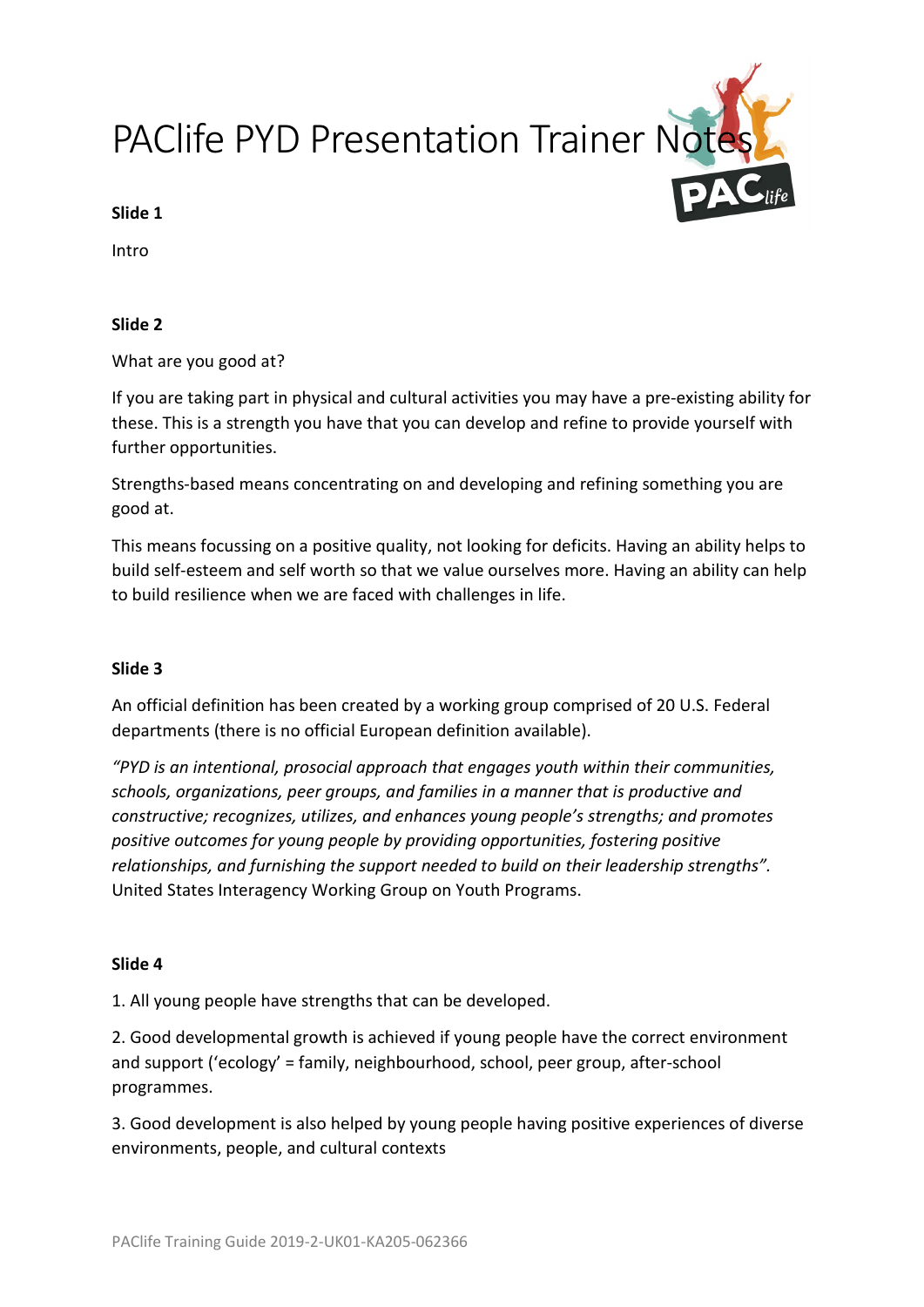# PAClife PYD Presentation Trainer Notes

**Slide 1**

Intro

**Slide 2**

What are you good at?

If you are taking part in physical and cultural activities you may have a pre-existing ability for these. This is a strength you have that you can develop and refine to provide yourself with further opportunities.

Strengths-based means concentrating on and developing and refining something you are good at.

This means focussing on a positive quality, not looking for deficits. Having an ability helps to build self-esteem and self worth so that we value ourselves more. Having an ability can help to build resilience when we are faced with challenges in life.

**Slide 3**

An official definition has been created by a working group comprised of 20 U.S. Federal departments (there is no official European definition available).

*"PYD is an intentional, prosocial approach that engages youth within their communities, schools, organizations, peer groups, and families in a manner that is productive and constructive; recognizes, utilizes, and enhances young people's strengths; and promotes positive outcomes for young people by providing opportunities, fostering positive relationships, and furnishing the support needed to build on their leadership strengths".* United States Interagency Working Group on Youth Programs.

**Slide 4**

1. All young people have strengths that can be developed.

2. Good developmental growth is achieved if young people have the correct environment and support ('ecology' = family, neighbourhood, school, peer group, after-school programmes.

3. Good development is also helped by young people having positive experiences of diverse environments, people, and cultural contexts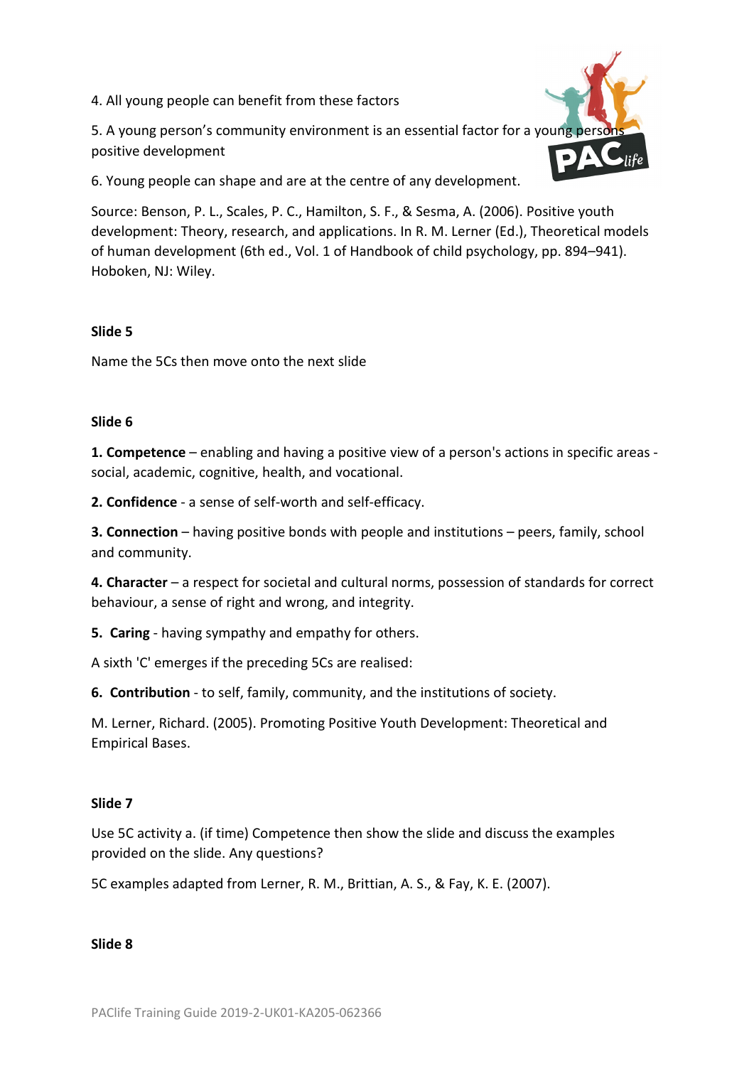4. All young people can benefit from these factors

5. A young person's community environment is an essential factor for a young persons positive development

6. Young people can shape and are at the centre of any development.

Source: Benson, P. L., Scales, P. C., Hamilton, S. F., & Sesma, A. (2006). Positive youth development: Theory, research, and applications. In R. M. Lerner (Ed.), Theoretical models of human development (6th ed., Vol. 1 of Handbook of child psychology, pp. 894–941). Hoboken, NJ: Wiley.

**Slide 5**

Name the 5Cs then move onto the next slide

**Slide 6**

**1. Competence** – enabling and having a positive view of a person's actions in specific areas - social, academic, cognitive, health, and vocational.

**2. Confidence** - a sense of self-worth and self-efficacy.

**3. Connection** – having positive bonds with people and institutions – peers, family, school and community.

**4. Character** – a respect for societal and cultural norms, possession of standards for correct behaviour, a sense of right and wrong, and integrity.

**5. Caring** - having sympathy and empathy for others.

A sixth 'C' emerges if the preceding 5Cs are realised:

**6. Contribution** - to self, family, community, and the institutions of society.

M. Lerner, Richard. (2005). Promoting Positive Youth Development: Theoretical and Empirical Bases.

**Slide 7**

Use 5C activity a. (if time) Competence then show the slide and discuss the examples provided on the slide. Any questions?

5C examples adapted from Lerner, R. M., Brittian, A. S., & Fay, K. E. (2007).

**Slide 8**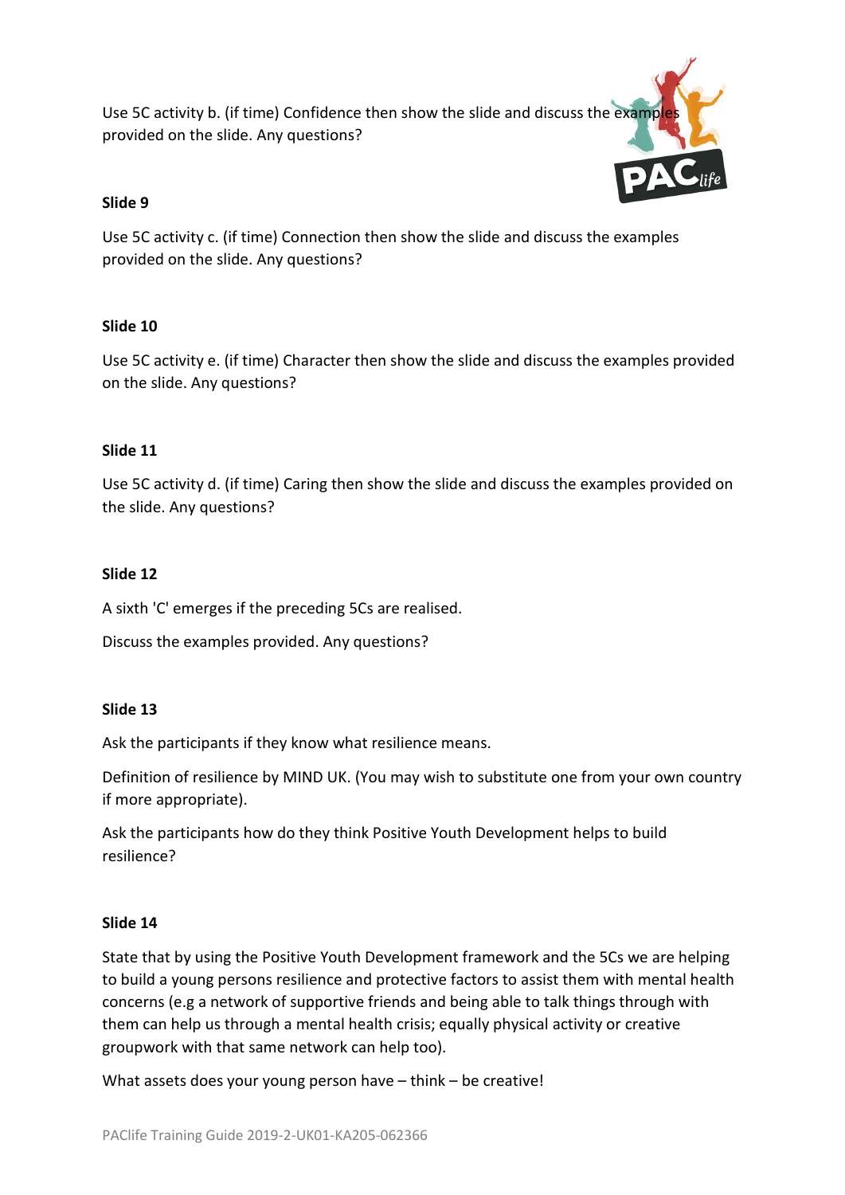Use 5C activity b. (if time) Confidence then show the slide and discuss the examples provided on the slide. Any questions?

**Slide 9**

Use 5C activity c. (if time) Connection then show the slide and discuss the examples provided on the slide. Any questions?

**Slide 10**

Use 5C activity e. (if time) Character then show the slide and discuss the examples provided on the slide. Any questions?

**Slide 11**

Use 5C activity d. (if time) Caring then show the slide and discuss the examples provided on the slide. Any questions?

**Slide 12**

A sixth 'C' emerges if the preceding 5Cs are realised.

Discuss the examples provided. Any questions?

**Slide 13**

Ask the participants if they know what resilience means.

Definition of resilience by MIND UK. (You may wish to substitute one from your own country if more appropriate).

Ask the participants how do they think Positive Youth Development helps to build resilience?

**Slide 14**

State that by using the Positive Youth Development framework and the 5Cs we are helping to build a young persons resilience and protective factors to assist them with mental health concerns (e.g a network of supportive friends and being able to talk things through with them can help us through a mental health crisis; equally physical activity or creative groupwork with that same network can help too).

What assets does your young person have – think – be creative!